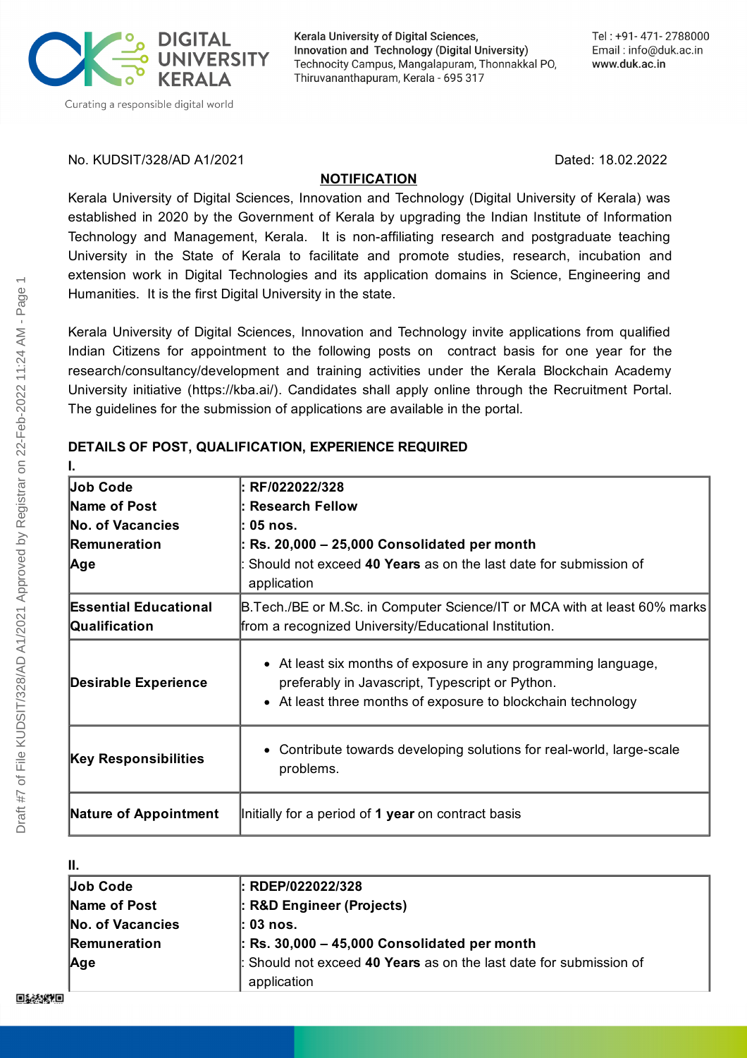Kerala University of Digital Sciences, Innovation and Technology (Digital University)
Technocity Campus, Mangalapuram, Thonnakkal PO, Thiruvananthapuram, Kerala - 695 317

Tel : +91- 471- 2788000
Email : info@duk.ac.in
www.duk.ac.in

No. KUDSIT/328/AD A1/2021 Dated: 18.02.2022

## NOTIFICATION

Kerala University of Digital Sciences, Innovation and Technology (Digital University of Kerala) was established in 2020 by the Government of Kerala by upgrading the Indian Institute of Information Technology and Management, Kerala. It is non-affiliating research and postgraduate teaching University in the State of Kerala to facilitate and promote studies, research, incubation and extension work in Digital Technologies and its application domains in Science, Engineering and Humanities. It is the first Digital University in the state.

Kerala University of Digital Sciences, Innovation and Technology invite applications from qualified Indian Citizens for appointment to the following posts on contract basis for one year for the research/consultancy/development and training activities under the Kerala Blockchain Academy University initiative (https://kba.ai/). Candidates shall apply online through the Recruitment Portal. The guidelines for the submission of applications are available in the portal.

### DETAILS OF POST, QUALIFICATION, EXPERIENCE REQUIRED

**I.**

| | |
|---|---|
| **Job Code** | **: RF/022022/328** |
| **Name of Post** | **: Research Fellow** |
| **No. of Vacancies** | **: 05 nos.** |
| **Remuneration** | **: Rs. 20,000 – 25,000 Consolidated per month** |
| **Age** | : Should not exceed **40 Years** as on the last date for submission of application |
| **Essential Educational Qualification** | B.Tech./BE or M.Sc. in Computer Science/IT or MCA with at least 60% marks from a recognized University/Educational Institution. |
| **Desirable Experience** | • At least six months of exposure in any programming language, preferably in Javascript, Typescript or Python.<br>• At least three months of exposure to blockchain technology |
| **Key Responsibilities** | • Contribute towards developing solutions for real-world, large-scale problems. |
| **Nature of Appointment** | Initially for a period of **1 year** on contract basis |

**II.**

| | |
|---|---|
| **Job Code** | **: RDEP/022022/328** |
| **Name of Post** | **: R&D Engineer (Projects)** |
| **No. of Vacancies** | **: 03 nos.** |
| **Remuneration** | **: Rs. 30,000 – 45,000 Consolidated per month** |
| **Age** | : Should not exceed **40 Years** as on the last date for submission of application |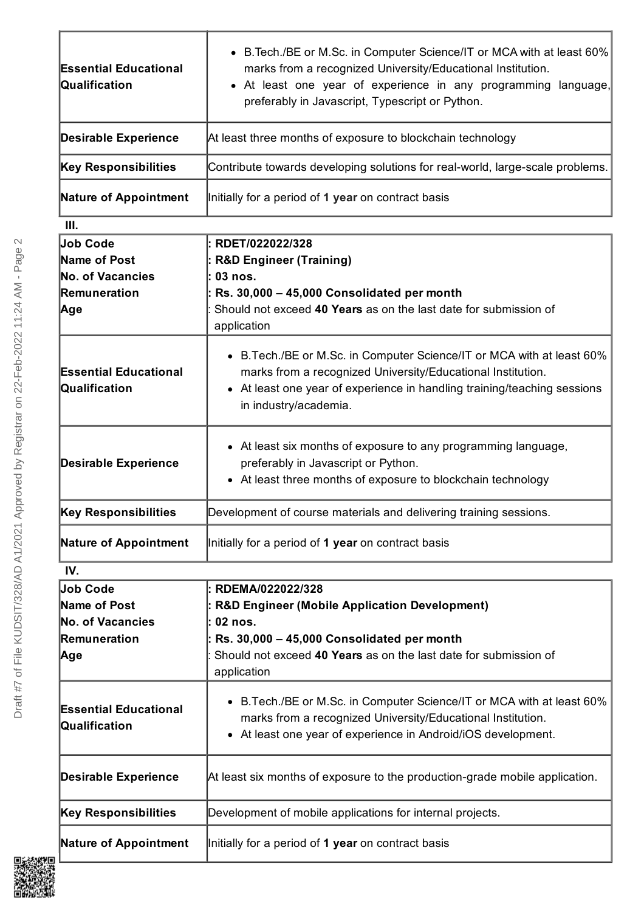| | |
|---|---|
| **Essential Educational Qualification** | • B.Tech./BE or M.Sc. in Computer Science/IT or MCA with at least 60% marks from a recognized University/Educational Institution.<br>• At least one year of experience in any programming language, preferably in Javascript, Typescript or Python. |
| **Desirable Experience** | At least three months of exposure to blockchain technology |
| **Key Responsibilities** | Contribute towards developing solutions for real-world, large-scale problems. |
| **Nature of Appointment** | Initially for a period of **1 year** on contract basis |

**III.**

| | |
|---|---|
| **Job Code**<br>**Name of Post**<br>**No. of Vacancies**<br>**Remuneration**<br>**Age** | **: RDET/022022/328**<br>**: R&D Engineer (Training)**<br>**: 03 nos.**<br>**: Rs. 30,000 – 45,000 Consolidated per month**<br>: Should not exceed **40 Years** as on the last date for submission of application |
| **Essential Educational Qualification** | • B.Tech./BE or M.Sc. in Computer Science/IT or MCA with at least 60% marks from a recognized University/Educational Institution.<br>• At least one year of experience in handling training/teaching sessions in industry/academia. |
| **Desirable Experience** | • At least six months of exposure to any programming language, preferably in Javascript or Python.<br>• At least three months of exposure to blockchain technology |
| **Key Responsibilities** | Development of course materials and delivering training sessions. |
| **Nature of Appointment** | Initially for a period of **1 year** on contract basis |

**IV.**

| | |
|---|---|
| **Job Code**<br>**Name of Post**<br>**No. of Vacancies**<br>**Remuneration**<br>**Age** | **: RDEMA/022022/328**<br>**: R&D Engineer (Mobile Application Development)**<br>**: 02 nos.**<br>**: Rs. 30,000 – 45,000 Consolidated per month**<br>: Should not exceed **40 Years** as on the last date for submission of application |
| **Essential Educational Qualification** | • B.Tech./BE or M.Sc. in Computer Science/IT or MCA with at least 60% marks from a recognized University/Educational Institution.<br>• At least one year of experience in Android/iOS development. |
| **Desirable Experience** | At least six months of exposure to the production-grade mobile application. |
| **Key Responsibilities** | Development of mobile applications for internal projects. |
| **Nature of Appointment** | Initially for a period of **1 year** on contract basis |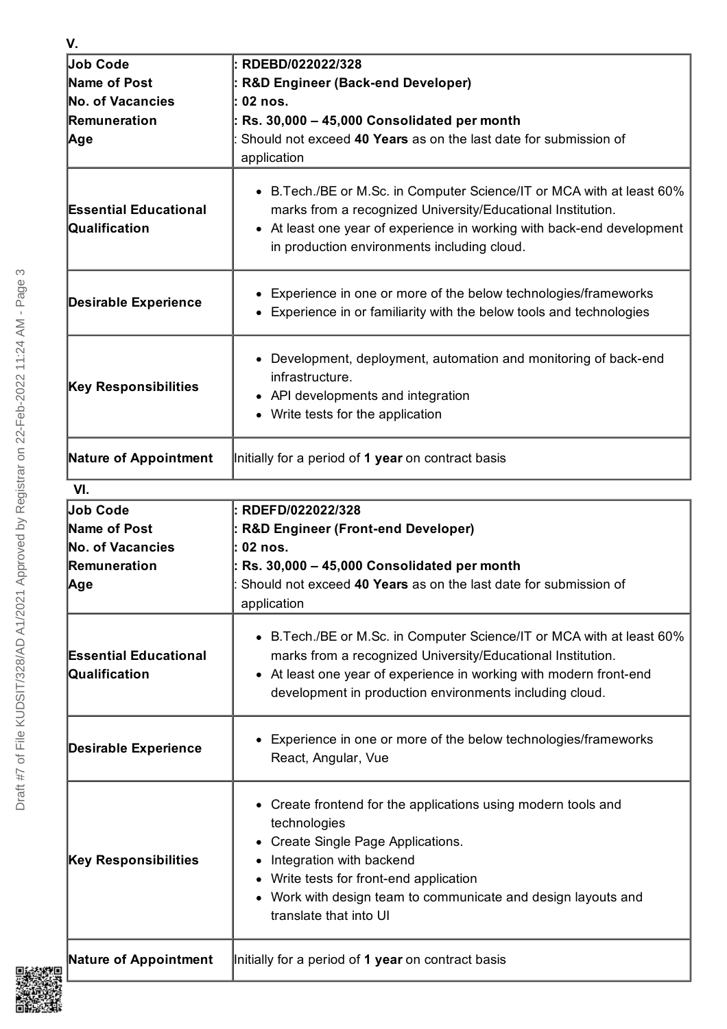**V.**

| Job Code | : **RDEBD/022022/328** |
|---|---|
| Name of Post | : **R&D Engineer (Back-end Developer)** |
| No. of Vacancies | : **02 nos.** |
| Remuneration | : **Rs. 30,000 – 45,000 Consolidated per month** |
| Age | : Should not exceed **40 Years** as on the last date for submission of application |
| **Essential Educational Qualification** | • B.Tech./BE or M.Sc. in Computer Science/IT or MCA with at least 60% marks from a recognized University/Educational Institution.<br>• At least one year of experience in working with back-end development in production environments including cloud. |
| **Desirable Experience** | • Experience in one or more of the below technologies/frameworks<br>• Experience in or familiarity with the below tools and technologies |
| **Key Responsibilities** | • Development, deployment, automation and monitoring of back-end infrastructure.<br>• API developments and integration<br>• Write tests for the application |
| **Nature of Appointment** | Initially for a period of **1 year** on contract basis |

**VI.**

| Job Code | : **RDEFD/022022/328** |
|---|---|
| Name of Post | : **R&D Engineer (Front-end Developer)** |
| No. of Vacancies | : **02 nos.** |
| Remuneration | : **Rs. 30,000 – 45,000 Consolidated per month** |
| Age | : Should not exceed **40 Years** as on the last date for submission of application |
| **Essential Educational Qualification** | • B.Tech./BE or M.Sc. in Computer Science/IT or MCA with at least 60% marks from a recognized University/Educational Institution.<br>• At least one year of experience in working with modern front-end development in production environments including cloud. |
| **Desirable Experience** | • Experience in one or more of the below technologies/frameworks React, Angular, Vue |
| **Key Responsibilities** | • Create frontend for the applications using modern tools and technologies<br>• Create Single Page Applications.<br>• Integration with backend<br>• Write tests for front-end application<br>• Work with design team to communicate and design layouts and translate that into UI |
| **Nature of Appointment** | Initially for a period of **1 year** on contract basis |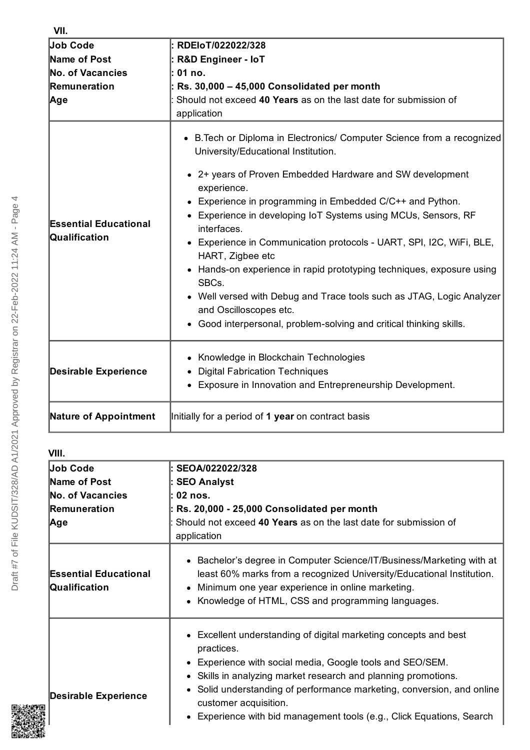**VII.**

| | |
|---|---|
| **Job Code** | **: RDEIoT/022022/328** |
| **Name of Post** | **: R&D Engineer - IoT** |
| **No. of Vacancies** | **: 01 no.** |
| **Remuneration** | **: Rs. 30,000 – 45,000 Consolidated per month** |
| **Age** | : Should not exceed **40 Years** as on the last date for submission of application |
| **Essential Educational Qualification** | • B.Tech or Diploma in Electronics/ Computer Science from a recognized University/Educational Institution.<br>• 2+ years of Proven Embedded Hardware and SW development experience.<br>• Experience in programming in Embedded C/C++ and Python.<br>• Experience in developing IoT Systems using MCUs, Sensors, RF interfaces.<br>• Experience in Communication protocols - UART, SPI, I2C, WiFi, BLE, HART, Zigbee etc<br>• Hands-on experience in rapid prototyping techniques, exposure using SBCs.<br>• Well versed with Debug and Trace tools such as JTAG, Logic Analyzer and Oscilloscopes etc.<br>• Good interpersonal, problem-solving and critical thinking skills. |
| **Desirable Experience** | • Knowledge in Blockchain Technologies<br>• Digital Fabrication Techniques<br>• Exposure in Innovation and Entrepreneurship Development. |
| **Nature of Appointment** | Initially for a period of **1 year** on contract basis |

**VIII.**

| | |
|---|---|
| **Job Code** | **: SEOA/022022/328** |
| **Name of Post** | **: SEO Analyst** |
| **No. of Vacancies** | **: 02 nos.** |
| **Remuneration** | **: Rs. 20,000 - 25,000 Consolidated per month** |
| **Age** | : Should not exceed **40 Years** as on the last date for submission of application |
| **Essential Educational Qualification** | • Bachelor's degree in Computer Science/IT/Business/Marketing with at least 60% marks from a recognized University/Educational Institution.<br>• Minimum one year experience in online marketing.<br>• Knowledge of HTML, CSS and programming languages. |
| **Desirable Experience** | • Excellent understanding of digital marketing concepts and best practices.<br>• Experience with social media, Google tools and SEO/SEM.<br>• Skills in analyzing market research and planning promotions.<br>• Solid understanding of performance marketing, conversion, and online customer acquisition.<br>• Experience with bid management tools (e.g., Click Equations, Search |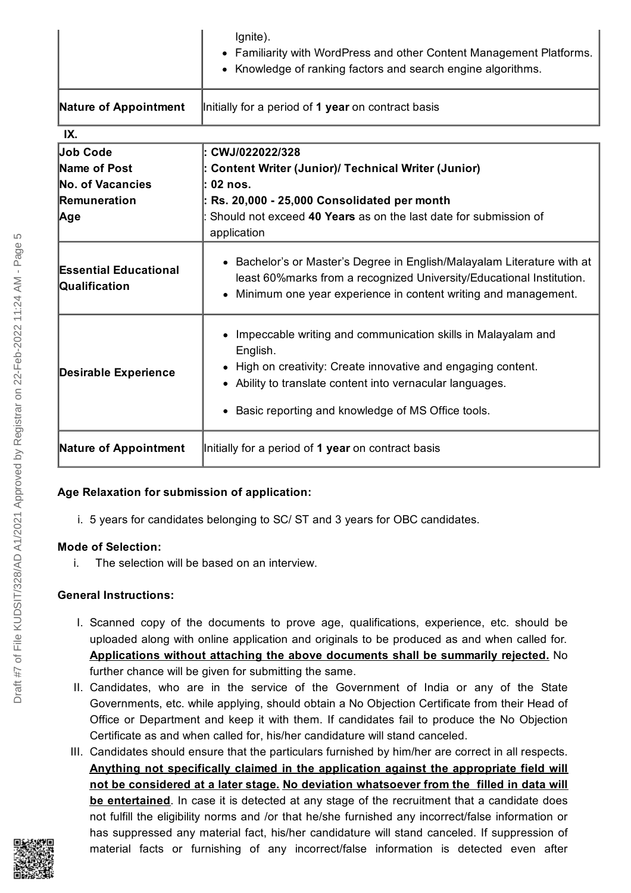| | Ignite).<br>• Familiarity with WordPress and other Content Management Platforms.<br>• Knowledge of ranking factors and search engine algorithms. |
|---|---|
| **Nature of Appointment** | Initially for a period of **1 year** on contract basis |

**IX.**

| | |
|---|---|
| **Job Code** | **: CWJ/022022/328** |
| **Name of Post** | **: Content Writer (Junior)/ Technical Writer (Junior)** |
| **No. of Vacancies** | **: 02 nos.** |
| **Remuneration** | **: Rs. 20,000 - 25,000 Consolidated per month** |
| **Age** | : Should not exceed **40 Years** as on the last date for submission of application |
| **Essential Educational Qualification** | • Bachelor's or Master's Degree in English/Malayalam Literature with at least 60%marks from a recognized University/Educational Institution.<br>• Minimum one year experience in content writing and management. |
| **Desirable Experience** | • Impeccable writing and communication skills in Malayalam and English.<br>• High on creativity: Create innovative and engaging content.<br>• Ability to translate content into vernacular languages.<br>• Basic reporting and knowledge of MS Office tools. |
| **Nature of Appointment** | Initially for a period of **1 year** on contract basis |

**Age Relaxation for submission of application:**

i. 5 years for candidates belonging to SC/ ST and 3 years for OBC candidates.

**Mode of Selection:**

i. The selection will be based on an interview.

**General Instructions:**

I. Scanned copy of the documents to prove age, qualifications, experience, etc. should be uploaded along with online application and originals to be produced as and when called for. **<u>Applications without attaching the above documents shall be summarily rejected.</u>** No further chance will be given for submitting the same.

II. Candidates, who are in the service of the Government of India or any of the State Governments, etc. while applying, should obtain a No Objection Certificate from their Head of Office or Department and keep it with them. If candidates fail to produce the No Objection Certificate as and when called for, his/her candidature will stand canceled.

III. Candidates should ensure that the particulars furnished by him/her are correct in all respects. **<u>Anything not specifically claimed in the application against the appropriate field will not be considered at a later stage.</u> <u>No deviation whatsoever from the filled in data will be entertained</u>**. In case it is detected at any stage of the recruitment that a candidate does not fulfill the eligibility norms and /or that he/she furnished any incorrect/false information or has suppressed any material fact, his/her candidature will stand canceled. If suppression of material facts or furnishing of any incorrect/false information is detected even after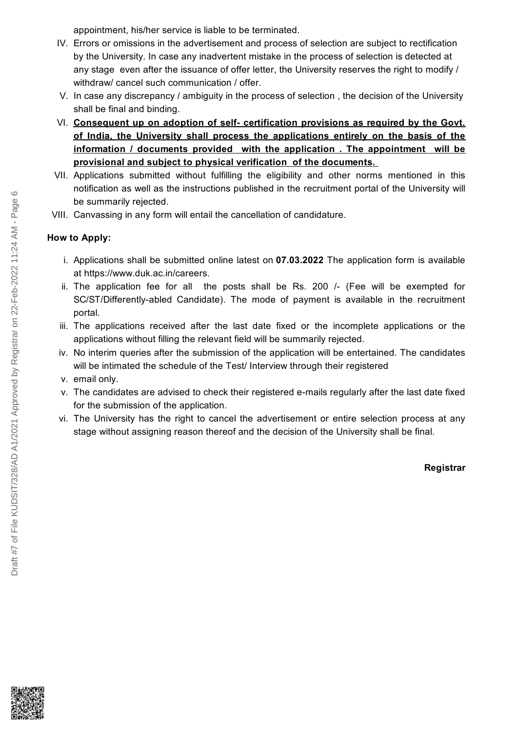appointment, his/her service is liable to be terminated.

IV. Errors or omissions in the advertisement and process of selection are subject to rectification by the University. In case any inadvertent mistake in the process of selection is detected at any stage even after the issuance of offer letter, the University reserves the right to modify / withdraw/ cancel such communication / offer.

V. In case any discrepancy / ambiguity in the process of selection , the decision of the University shall be final and binding.

VI. **Consequent up on adoption of self- certification provisions as required by the Govt. of India, the University shall process the applications entirely on the basis of the information / documents provided with the application . The appointment will be provisional and subject to physical verification of the documents.**

VII. Applications submitted without fulfilling the eligibility and other norms mentioned in this notification as well as the instructions published in the recruitment portal of the University will be summarily rejected.

VIII. Canvassing in any form will entail the cancellation of candidature.

**How to Apply:**

i. Applications shall be submitted online latest on **07.03.2022** The application form is available at https://www.duk.ac.in/careers.

ii. The application fee for all the posts shall be Rs. 200 /- (Fee will be exempted for SC/ST/Differently-abled Candidate). The mode of payment is available in the recruitment portal.

iii. The applications received after the last date fixed or the incomplete applications or the applications without filling the relevant field will be summarily rejected.

iv. No interim queries after the submission of the application will be entertained. The candidates will be intimated the schedule of the Test/ Interview through their registered

v. email only.

v. The candidates are advised to check their registered e-mails regularly after the last date fixed for the submission of the application.

vi. The University has the right to cancel the advertisement or entire selection process at any stage without assigning reason thereof and the decision of the University shall be final.

**Registrar**